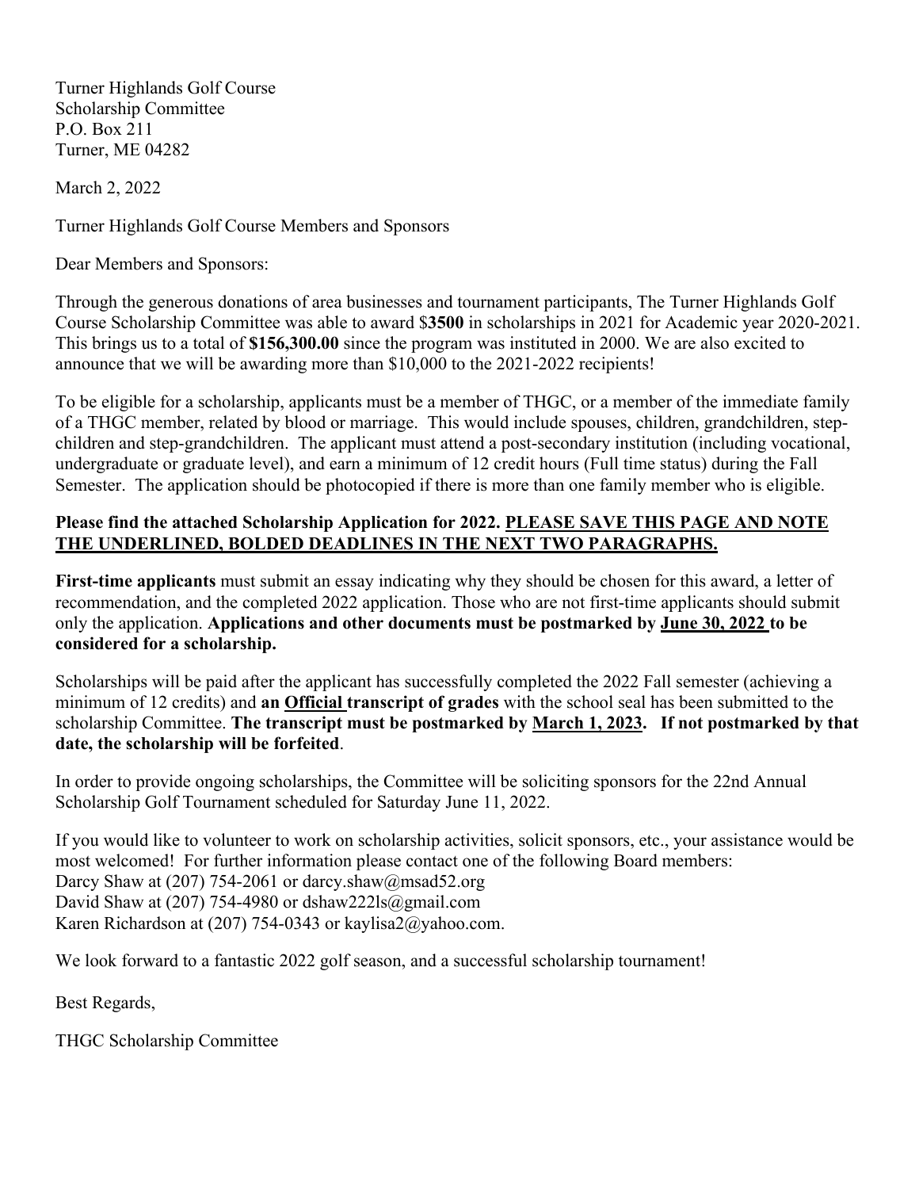Turner Highlands Golf Course
Scholarship Committee
P.O. Box 211
Turner, ME 04282

March 2, 2022

Turner Highlands Golf Course Members and Sponsors

Dear Members and Sponsors:

Through the generous donations of area businesses and tournament participants, The Turner Highlands Golf Course Scholarship Committee was able to award $**3500** in scholarships in 2021 for Academic year 2020-2021. This brings us to a total of **$156,300.00** since the program was instituted in 2000. We are also excited to announce that we will be awarding more than $10,000 to the 2021-2022 recipients!

To be eligible for a scholarship, applicants must be a member of THGC, or a member of the immediate family of a THGC member, related by blood or marriage. This would include spouses, children, grandchildren, step-children and step-grandchildren. The applicant must attend a post-secondary institution (including vocational, undergraduate or graduate level), and earn a minimum of 12 credit hours (Full time status) during the Fall Semester. The application should be photocopied if there is more than one family member who is eligible.

**Please find the attached Scholarship Application for 2022. <u>PLEASE SAVE THIS PAGE AND NOTE THE UNDERLINED, BOLDED DEADLINES IN THE NEXT TWO PARAGRAPHS.</u>**

**First-time applicants** must submit an essay indicating why they should be chosen for this award, a letter of recommendation, and the completed 2022 application. Those who are not first-time applicants should submit only the application. **Applications and other documents must be postmarked by <u>June 30, 2022</u> to be considered for a scholarship.**

Scholarships will be paid after the applicant has successfully completed the 2022 Fall semester (achieving a minimum of 12 credits) and **an <u>Official</u> transcript of grades** with the school seal has been submitted to the scholarship Committee. **The transcript must be postmarked by <u>March 1, 2023</u>. If not postmarked by that date, the scholarship will be forfeited**.

In order to provide ongoing scholarships, the Committee will be soliciting sponsors for the 22nd Annual Scholarship Golf Tournament scheduled for Saturday June 11, 2022.

If you would like to volunteer to work on scholarship activities, solicit sponsors, etc., your assistance would be most welcomed! For further information please contact one of the following Board members:
Darcy Shaw at (207) 754-2061 or darcy.shaw@msad52.org
David Shaw at (207) 754-4980 or dshaw222ls@gmail.com
Karen Richardson at (207) 754-0343 or kaylisa2@yahoo.com.

We look forward to a fantastic 2022 golf season, and a successful scholarship tournament!

Best Regards,

THGC Scholarship Committee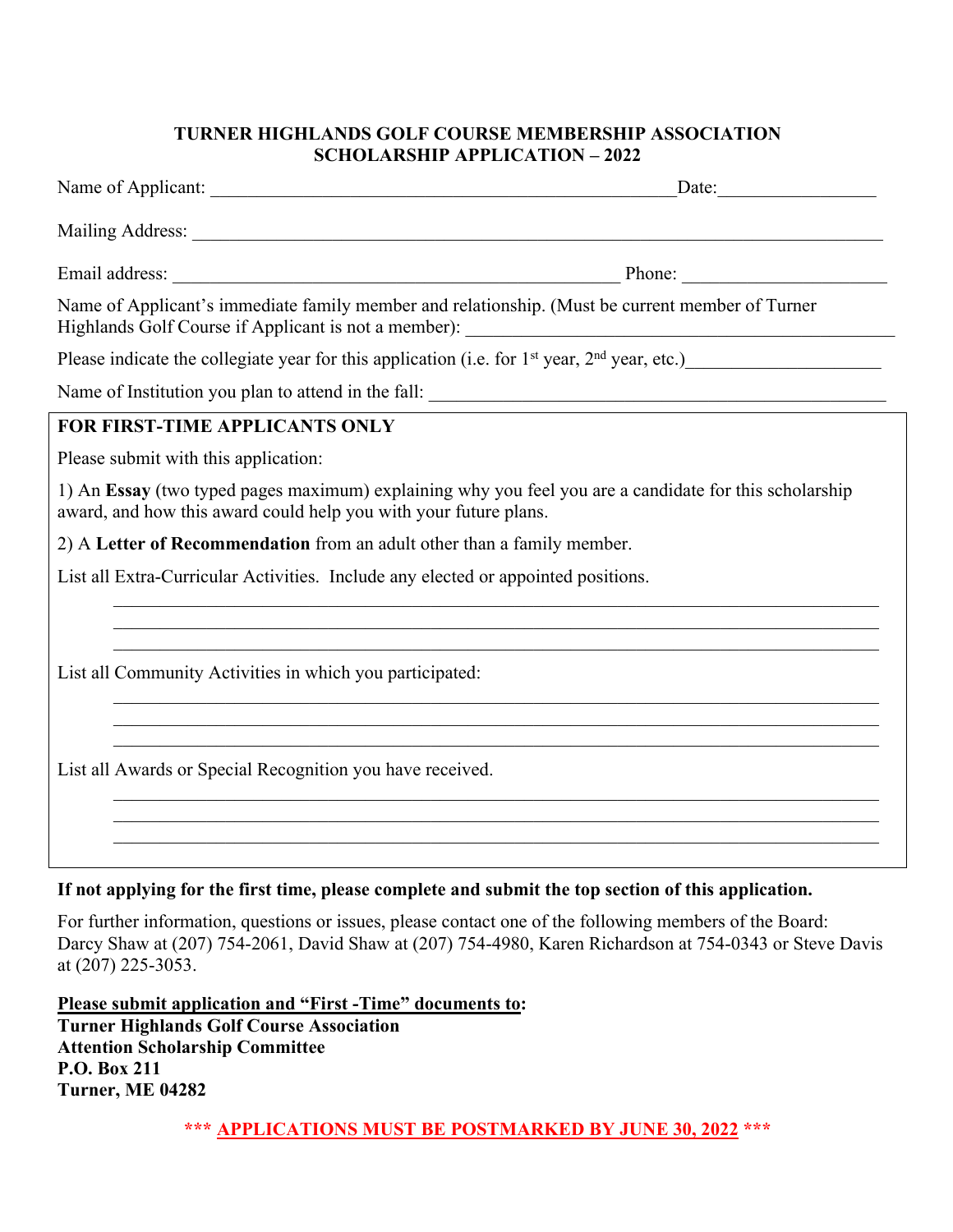**TURNER HIGHLANDS GOLF COURSE MEMBERSHIP ASSOCIATION**
**SCHOLARSHIP APPLICATION – 2022**

Name of Applicant: ____________________________________________________ Date: _________________

Mailing Address: ____________________________________________________________________________

Email address: ________________________________________________ Phone: ______________________

Name of Applicant's immediate family member and relationship. (Must be current member of Turner Highlands Golf Course if Applicant is not a member): _______________________________________________

Please indicate the collegiate year for this application (i.e. for 1st year, 2nd year, etc.)_____________________

Name of Institution you plan to attend in the fall: __________________________________________________

**FOR FIRST-TIME APPLICANTS ONLY**

Please submit with this application:

1) An **Essay** (two typed pages maximum) explaining why you feel you are a candidate for this scholarship award, and how this award could help you with your future plans.

2) A **Letter of Recommendation** from an adult other than a family member.

List all Extra-Curricular Activities. Include any elected or appointed positions.

_____________________________________________________________________________________

_____________________________________________________________________________________

_____________________________________________________________________________________

List all Community Activities in which you participated:

_____________________________________________________________________________________

_____________________________________________________________________________________

_____________________________________________________________________________________

List all Awards or Special Recognition you have received.

_____________________________________________________________________________________

_____________________________________________________________________________________

_____________________________________________________________________________________

**If not applying for the first time, please complete and submit the top section of this application.**

For further information, questions or issues, please contact one of the following members of the Board: Darcy Shaw at (207) 754-2061, David Shaw at (207) 754-4980, Karen Richardson at 754-0343 or Steve Davis at (207) 225-3053.

**Please submit application and "First -Time" documents to:**
**Turner Highlands Golf Course Association**
**Attention Scholarship Committee**
**P.O. Box 211**
**Turner, ME 04282**

**\*\*\* APPLICATIONS MUST BE POSTMARKED BY JUNE 30, 2022 \*\*\***